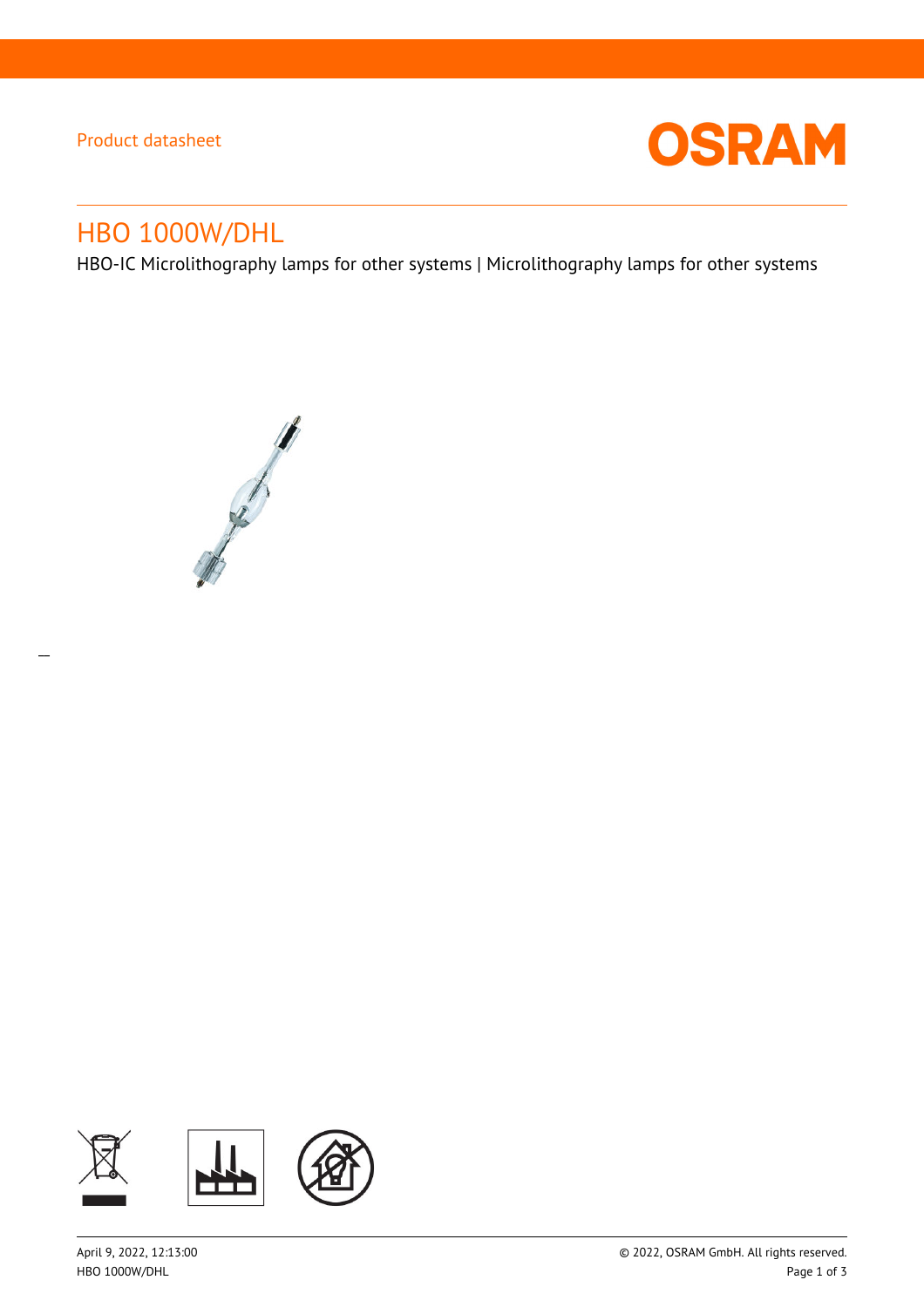Product datasheet

# HBO 1000W/DHL

HBO-IC Microlithography lamps for other systems | Microlithography lamps for other systems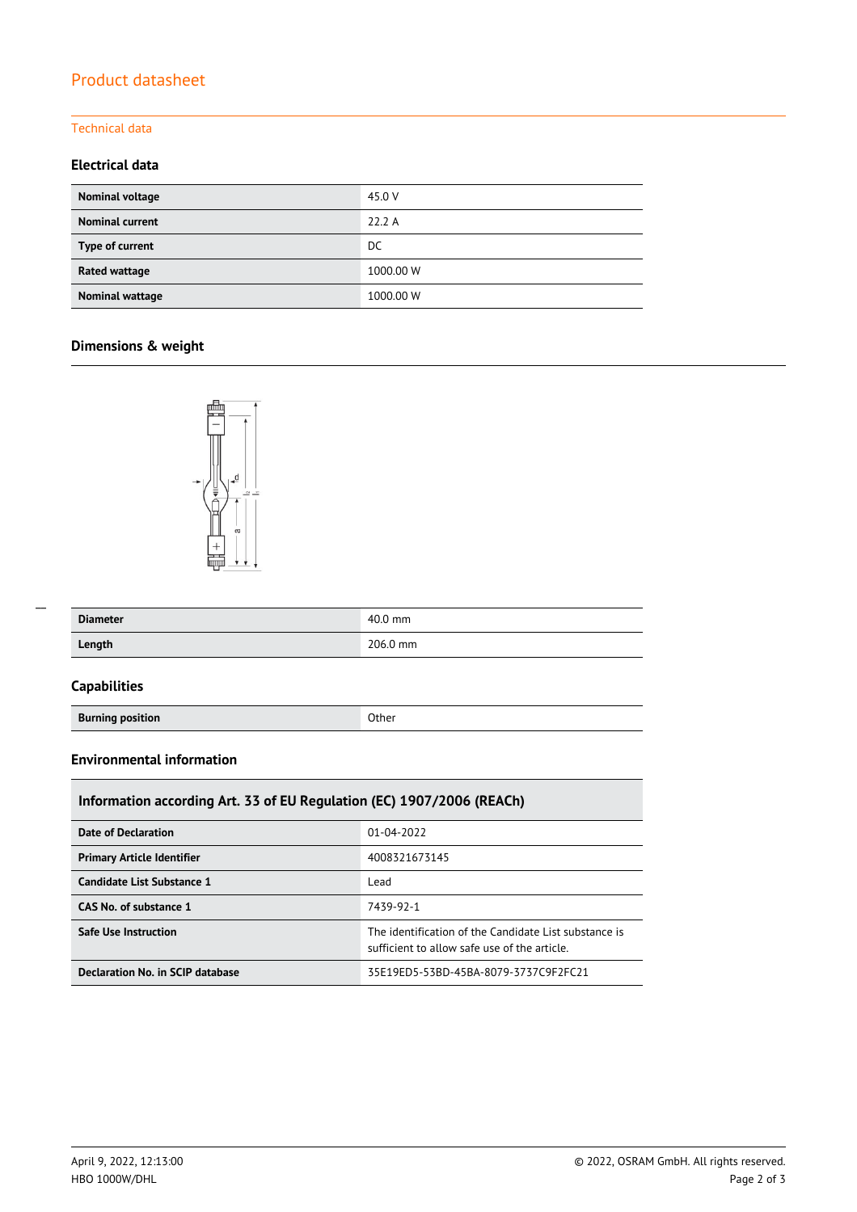# Product datasheet

## Technical data

### Electrical data

| Nominal voltage | 45.0 V |
|---|---|
| Nominal current | 22.2 A |
| Type of current | DC |
| Rated wattage | 1000.00 W |
| Nominal wattage | 1000.00 W |

### Dimensions & weight

| Diameter | 40.0 mm |
|---|---|
| Length | 206.0 mm |

### Capabilities

| Burning position | Other |
|---|---|

### Environmental information

| Information according Art. 33 of EU Regulation (EC) 1907/2006 (REACh) | |
|---|---|
| Date of Declaration | 01-04-2022 |
| Primary Article Identifier | 4008321673145 |
| Candidate List Substance 1 | Lead |
| CAS No. of substance 1 | 7439-92-1 |
| Safe Use Instruction | The identification of the Candidate List substance is sufficient to allow safe use of the article. |
| Declaration No. in SCIP database | 35E19ED5-53BD-45BA-8079-3737C9F2FC21 |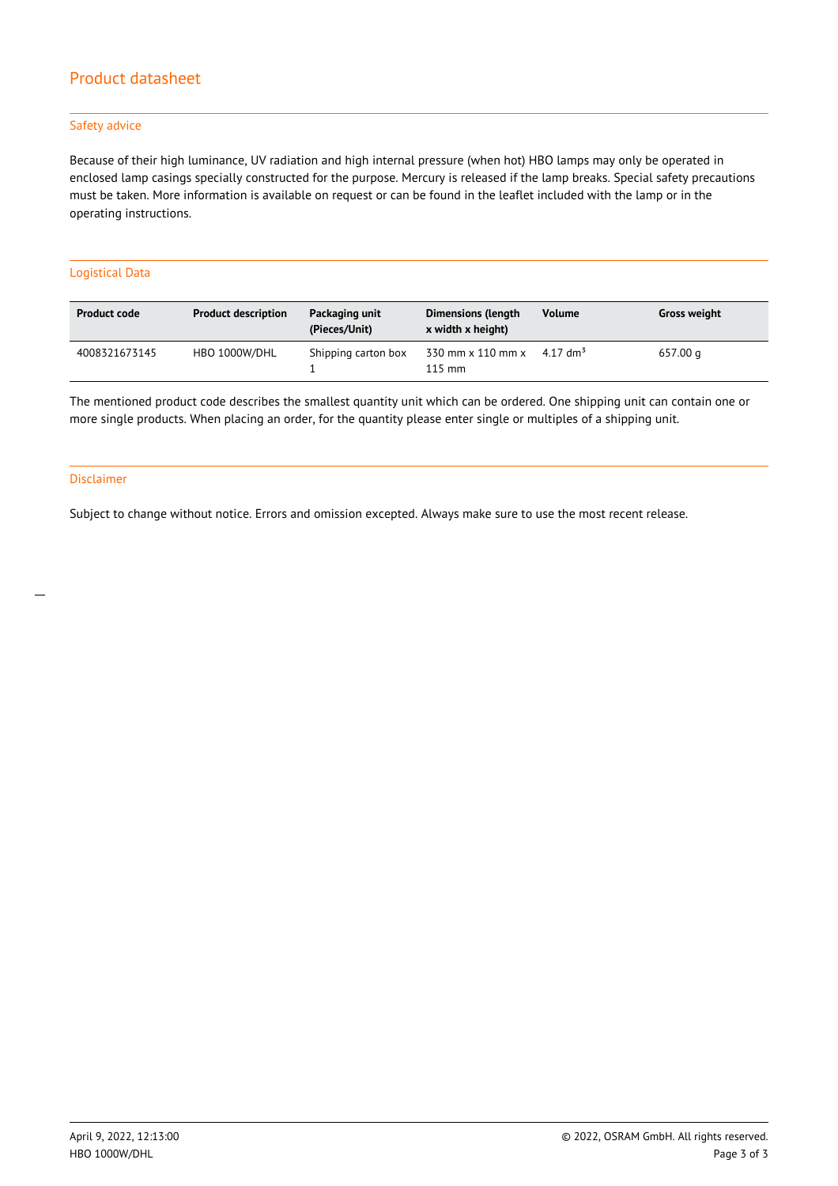## Safety advice

Because of their high luminance, UV radiation and high internal pressure (when hot) HBO lamps may only be operated in enclosed lamp casings specially constructed for the purpose. Mercury is released if the lamp breaks. Special safety precautions must be taken. More information is available on request or can be found in the leaflet included with the lamp or in the operating instructions.

## Logistical Data

| Product code | Product description | Packaging unit (Pieces/Unit) | Dimensions (length x width x height) | Volume | Gross weight |
| --- | --- | --- | --- | --- | --- |
| 4008321673145 | HBO 1000W/DHL | Shipping carton box 1 | 330 mm x 110 mm x 115 mm | 4.17 $dm^3$ | 657.00 g |

The mentioned product code describes the smallest quantity unit which can be ordered. One shipping unit can contain one or more single products. When placing an order, for the quantity please enter single or multiples of a shipping unit.

## Disclaimer

Subject to change without notice. Errors and omission excepted. Always make sure to use the most recent release.